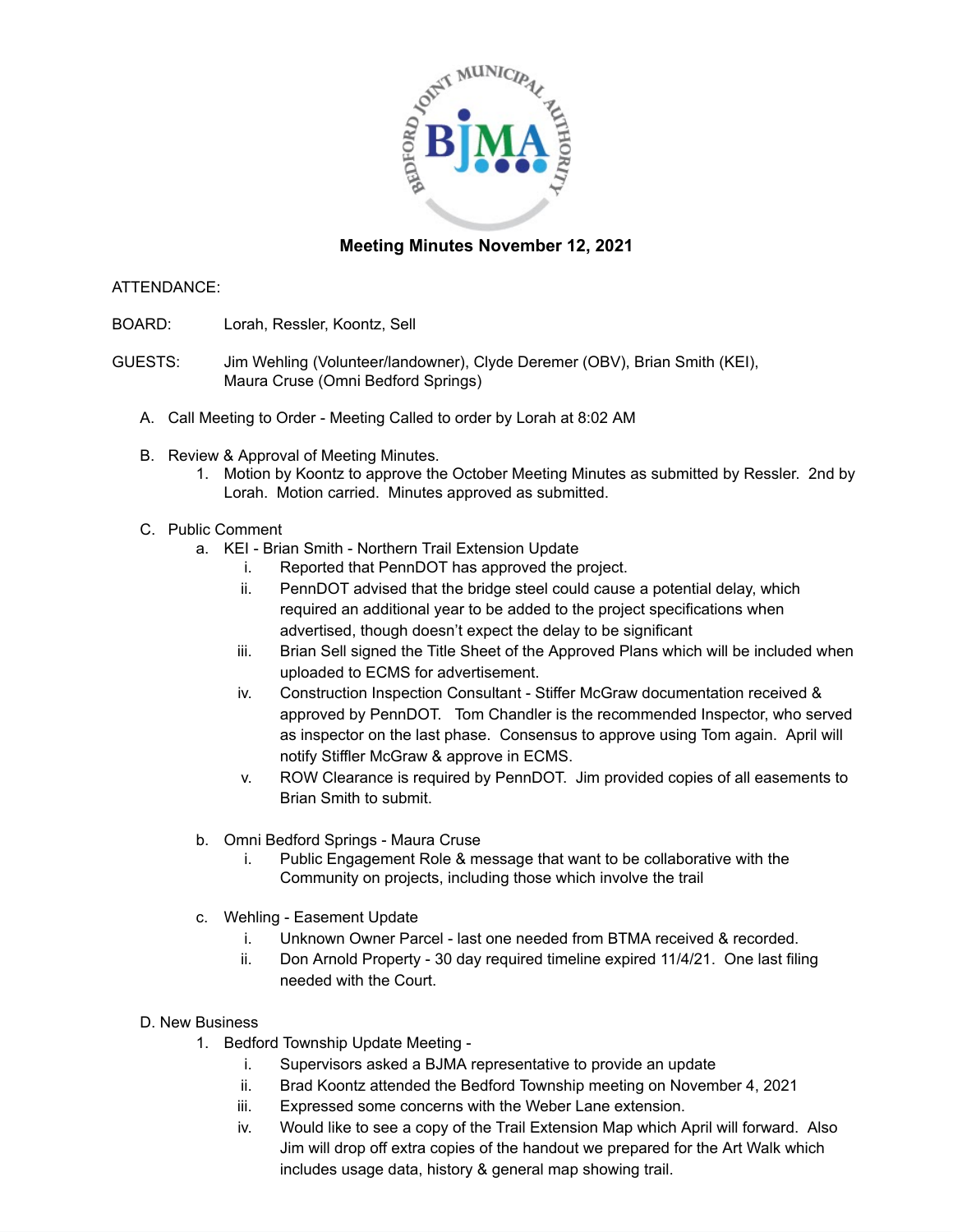# Meeting Minutes November 12, 2021

ATTENDANCE:

BOARD: Lorah, Ressler, Koontz, Sell

GUESTS: Jim Wehling (Volunteer/landowner), Clyde Deremer (OBV), Brian Smith (KEI), Maura Cruse (Omni Bedford Springs)

A. Call Meeting to Order - Meeting Called to order by Lorah at 8:02 AM

B. Review & Approval of Meeting Minutes.
   1. Motion by Koontz to approve the October Meeting Minutes as submitted by Ressler. 2nd by Lorah. Motion carried. Minutes approved as submitted.

C. Public Comment
   a. KEI - Brian Smith - Northern Trail Extension Update
      i. Reported that PennDOT has approved the project.
      ii. PennDOT advised that the bridge steel could cause a potential delay, which required an additional year to be added to the project specifications when advertised, though doesn't expect the delay to be significant
      iii. Brian Sell signed the Title Sheet of the Approved Plans which will be included when uploaded to ECMS for advertisement.
      iv. Construction Inspection Consultant - Stiffer McGraw documentation received & approved by PennDOT. Tom Chandler is the recommended Inspector, who served as inspector on the last phase. Consensus to approve using Tom again. April will notify Stiffler McGraw & approve in ECMS.
      v. ROW Clearance is required by PennDOT. Jim provided copies of all easements to Brian Smith to submit.

   b. Omni Bedford Springs - Maura Cruse
      i. Public Engagement Role & message that want to be collaborative with the Community on projects, including those which involve the trail

   c. Wehling - Easement Update
      i. Unknown Owner Parcel - last one needed from BTMA received & recorded.
      ii. Don Arnold Property - 30 day required timeline expired 11/4/21. One last filing needed with the Court.

D. New Business
   1. Bedford Township Update Meeting -
      i. Supervisors asked a BJMA representative to provide an update
      ii. Brad Koontz attended the Bedford Township meeting on November 4, 2021
      iii. Expressed some concerns with the Weber Lane extension.
      iv. Would like to see a copy of the Trail Extension Map which April will forward. Also Jim will drop off extra copies of the handout we prepared for the Art Walk which includes usage data, history & general map showing trail.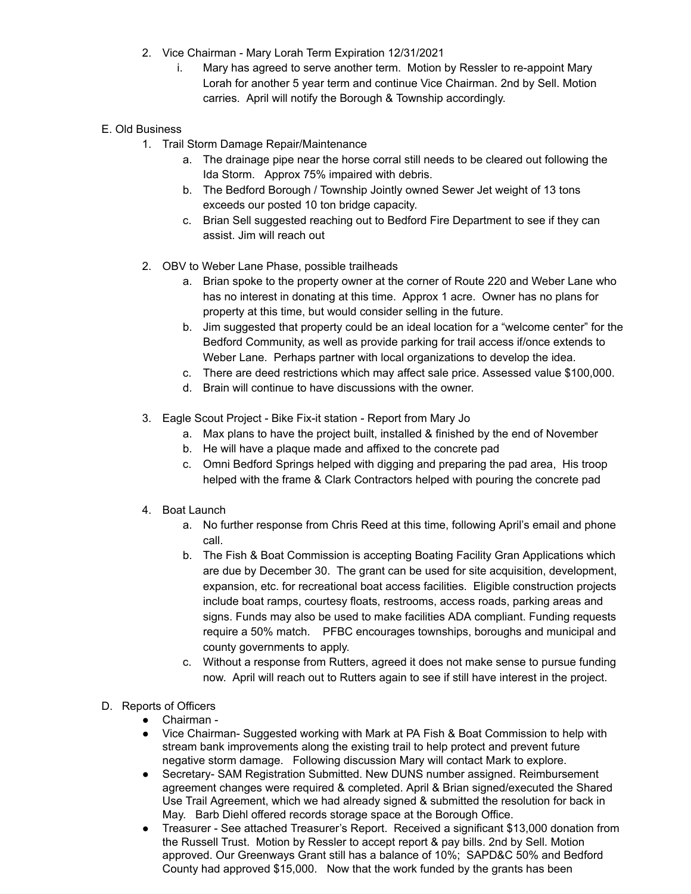2. Vice Chairman - Mary Lorah Term Expiration 12/31/2021
   i. Mary has agreed to serve another term. Motion by Ressler to re-appoint Mary Lorah for another 5 year term and continue Vice Chairman. 2nd by Sell. Motion carries. April will notify the Borough & Township accordingly.

E. Old Business

1. Trail Storm Damage Repair/Maintenance
   a. The drainage pipe near the horse corral still needs to be cleared out following the Ida Storm. Approx 75% impaired with debris.
   b. The Bedford Borough / Township Jointly owned Sewer Jet weight of 13 tons exceeds our posted 10 ton bridge capacity.
   c. Brian Sell suggested reaching out to Bedford Fire Department to see if they can assist. Jim will reach out

2. OBV to Weber Lane Phase, possible trailheads
   a. Brian spoke to the property owner at the corner of Route 220 and Weber Lane who has no interest in donating at this time. Approx 1 acre. Owner has no plans for property at this time, but would consider selling in the future.
   b. Jim suggested that property could be an ideal location for a "welcome center" for the Bedford Community, as well as provide parking for trail access if/once extends to Weber Lane. Perhaps partner with local organizations to develop the idea.
   c. There are deed restrictions which may affect sale price. Assessed value $100,000.
   d. Brain will continue to have discussions with the owner.

3. Eagle Scout Project - Bike Fix-it station - Report from Mary Jo
   a. Max plans to have the project built, installed & finished by the end of November
   b. He will have a plaque made and affixed to the concrete pad
   c. Omni Bedford Springs helped with digging and preparing the pad area, His troop helped with the frame & Clark Contractors helped with pouring the concrete pad

4. Boat Launch
   a. No further response from Chris Reed at this time, following April's email and phone call.
   b. The Fish & Boat Commission is accepting Boating Facility Gran Applications which are due by December 30. The grant can be used for site acquisition, development, expansion, etc. for recreational boat access facilities. Eligible construction projects include boat ramps, courtesy floats, restrooms, access roads, parking areas and signs. Funds may also be used to make facilities ADA compliant. Funding requests require a 50% match. PFBC encourages townships, boroughs and municipal and county governments to apply.
   c. Without a response from Rutters, agreed it does not make sense to pursue funding now. April will reach out to Rutters again to see if still have interest in the project.

D. Reports of Officers

- Chairman -
- Vice Chairman- Suggested working with Mark at PA Fish & Boat Commission to help with stream bank improvements along the existing trail to help protect and prevent future negative storm damage. Following discussion Mary will contact Mark to explore.
- Secretary- SAM Registration Submitted. New DUNS number assigned. Reimbursement agreement changes were required & completed. April & Brian signed/executed the Shared Use Trail Agreement, which we had already signed & submitted the resolution for back in May. Barb Diehl offered records storage space at the Borough Office.
- Treasurer - See attached Treasurer's Report. Received a significant $13,000 donation from the Russell Trust. Motion by Ressler to accept report & pay bills. 2nd by Sell. Motion approved. Our Greenways Grant still has a balance of 10%; SAPD&C 50% and Bedford County had approved $15,000. Now that the work funded by the grants has been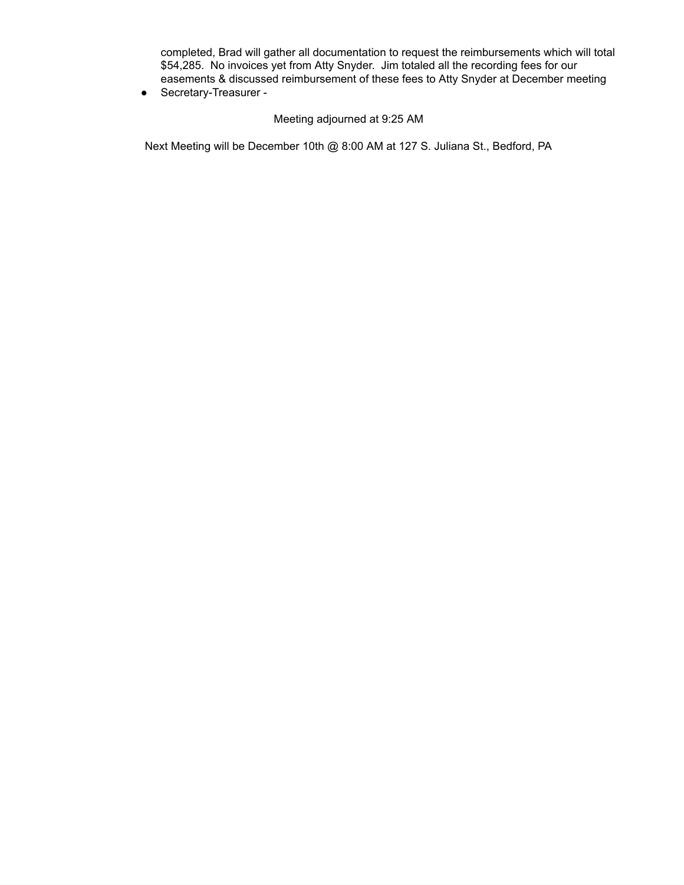completed, Brad will gather all documentation to request the reimbursements which will total $54,285.  No invoices yet from Atty Snyder.  Jim totaled all the recording fees for our easements & discussed reimbursement of these fees to Atty Snyder at December meeting

- Secretary-Treasurer -

Meeting adjourned at 9:25 AM

Next Meeting will be December 10th @ 8:00 AM at 127 S. Juliana St., Bedford, PA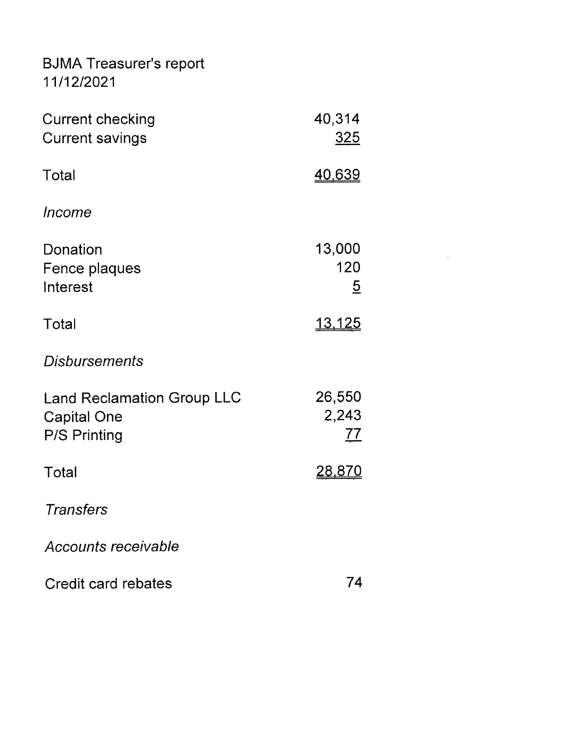BJMA Treasurer's report
11/12/2021

| | |
|---|---|
| Current checking | 40,314 |
| Current savings | 325 |
| Total | 40,639 |

*Income*

| | |
|---|---|
| Donation | 13,000 |
| Fence plaques | 120 |
| Interest | 5 |
| Total | 13,125 |

*Disbursements*

| | |
|---|---|
| Land Reclamation Group LLC | 26,550 |
| Capital One | 2,243 |
| P/S Printing | 77 |
| Total | 28,870 |

*Transfers*

*Accounts receivable*

| | |
|---|---|
| Credit card rebates | 74 |